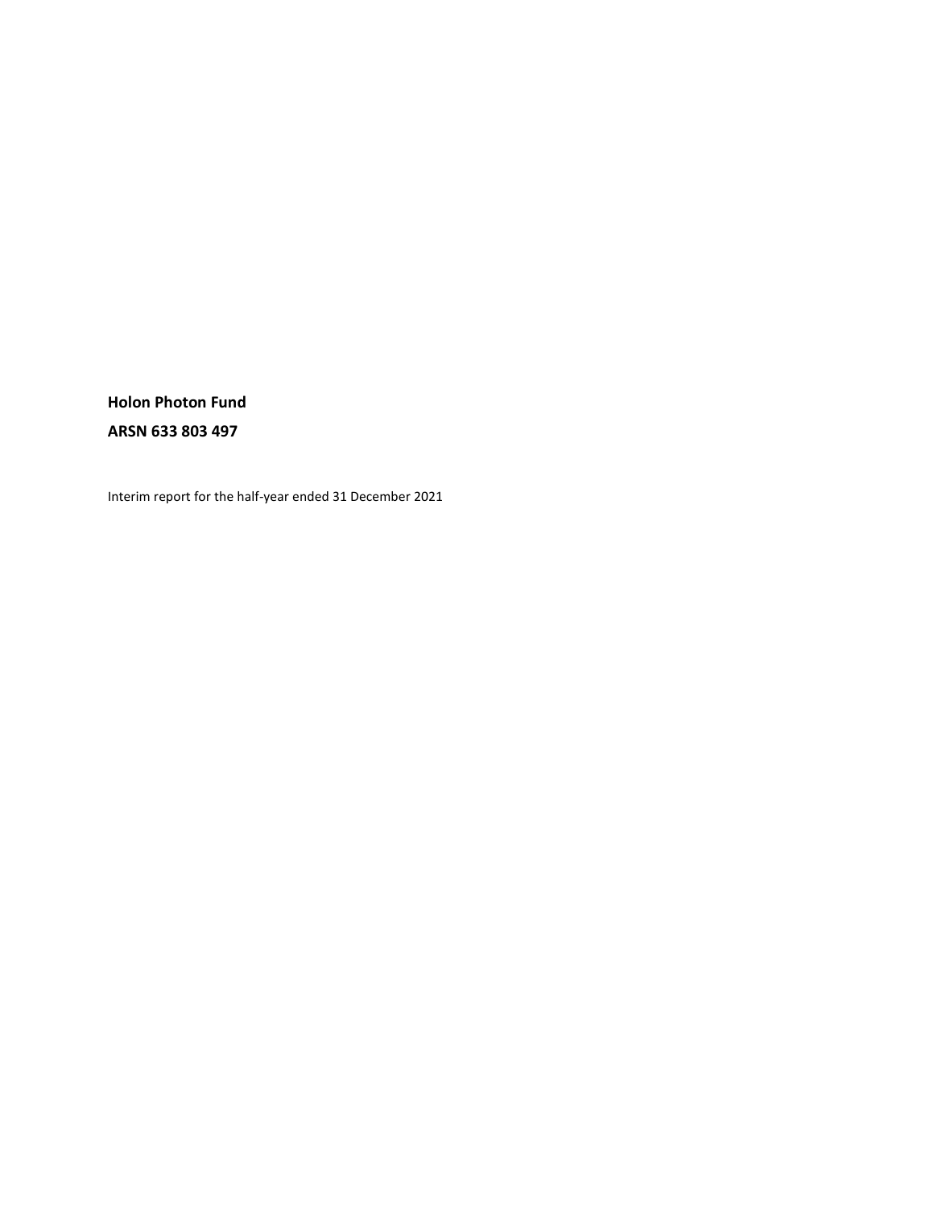**Holon Photon Fund**

**ARSN 633 803 497**

Interim report for the half-year ended 31 December 2021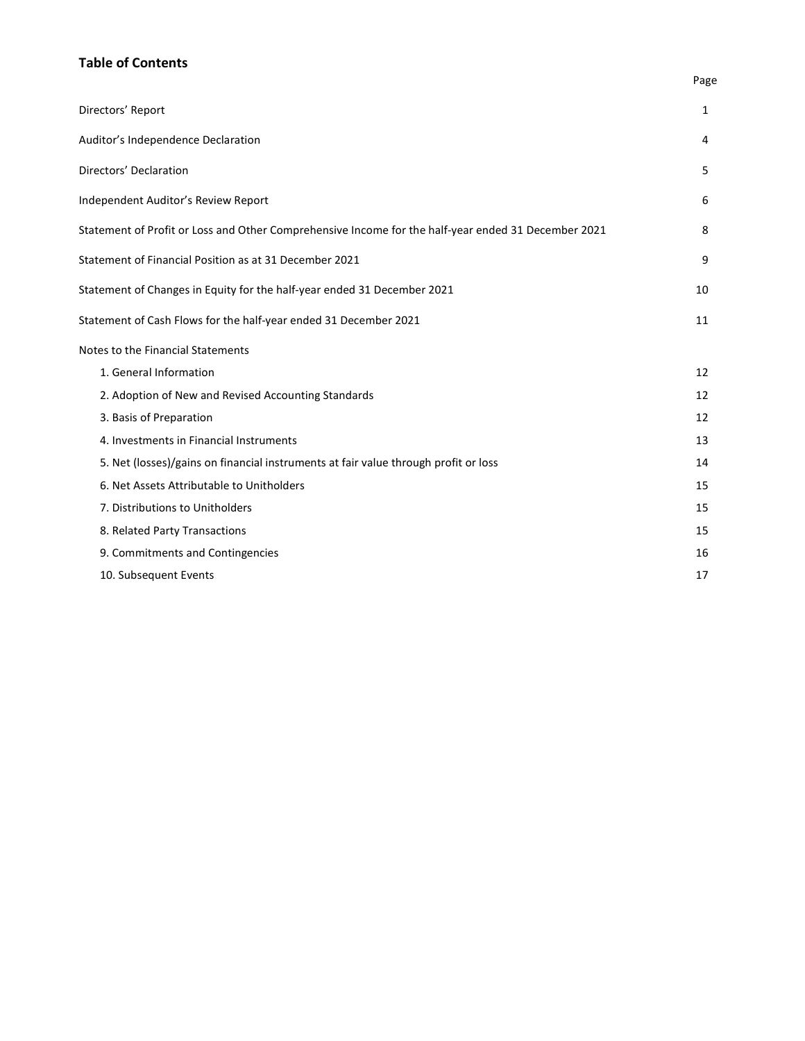## Table of Contents

| | Page |
|---|---|
| Directors' Report | 1 |
| Auditor's Independence Declaration | 4 |
| Directors' Declaration | 5 |
| Independent Auditor's Review Report | 6 |
| Statement of Profit or Loss and Other Comprehensive Income for the half-year ended 31 December 2021 | 8 |
| Statement of Financial Position as at 31 December 2021 | 9 |
| Statement of Changes in Equity for the half-year ended 31 December 2021 | 10 |
| Statement of Cash Flows for the half-year ended 31 December 2021 | 11 |
| Notes to the Financial Statements | |
| 1. General Information | 12 |
| 2. Adoption of New and Revised Accounting Standards | 12 |
| 3. Basis of Preparation | 12 |
| 4. Investments in Financial Instruments | 13 |
| 5. Net (losses)/gains on financial instruments at fair value through profit or loss | 14 |
| 6. Net Assets Attributable to Unitholders | 15 |
| 7. Distributions to Unitholders | 15 |
| 8. Related Party Transactions | 15 |
| 9. Commitments and Contingencies | 16 |
| 10. Subsequent Events | 17 |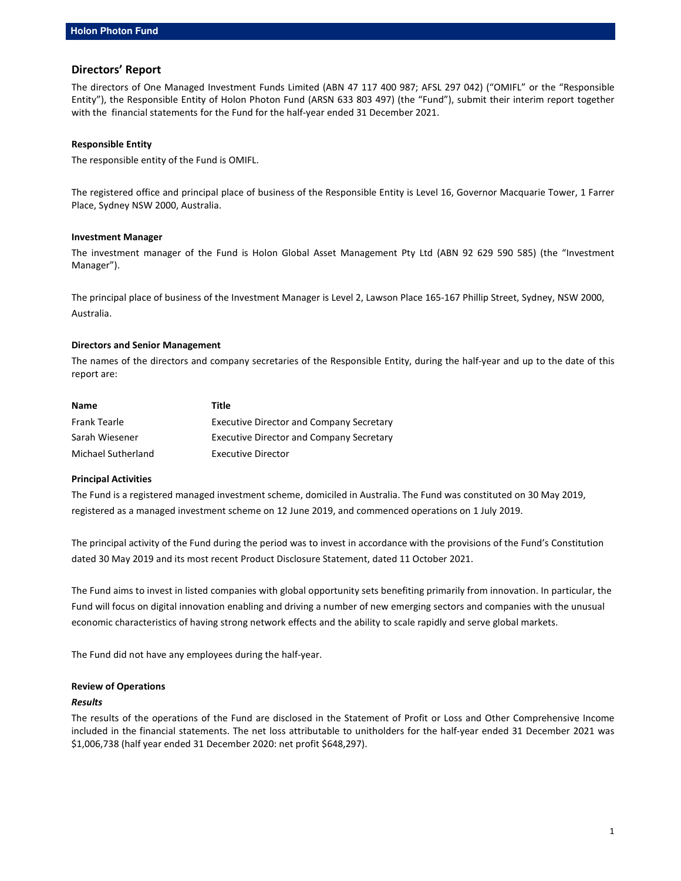## Directors' Report

The directors of One Managed Investment Funds Limited (ABN 47 117 400 987; AFSL 297 042) ("OMIFL" or the "Responsible Entity"), the Responsible Entity of Holon Photon Fund (ARSN 633 803 497) (the "Fund"), submit their interim report together with the financial statements for the Fund for the half-year ended 31 December 2021.

**Responsible Entity**

The responsible entity of the Fund is OMIFL.

The registered office and principal place of business of the Responsible Entity is Level 16, Governor Macquarie Tower, 1 Farrer Place, Sydney NSW 2000, Australia.

**Investment Manager**

The investment manager of the Fund is Holon Global Asset Management Pty Ltd (ABN 92 629 590 585) (the "Investment Manager").

The principal place of business of the Investment Manager is Level 2, Lawson Place 165-167 Phillip Street, Sydney, NSW 2000, Australia.

**Directors and Senior Management**

The names of the directors and company secretaries of the Responsible Entity, during the half-year and up to the date of this report are:

| Name | Title |
|---|---|
| Frank Tearle | Executive Director and Company Secretary |
| Sarah Wiesener | Executive Director and Company Secretary |
| Michael Sutherland | Executive Director |

**Principal Activities**

The Fund is a registered managed investment scheme, domiciled in Australia. The Fund was constituted on 30 May 2019, registered as a managed investment scheme on 12 June 2019, and commenced operations on 1 July 2019.

The principal activity of the Fund during the period was to invest in accordance with the provisions of the Fund's Constitution dated 30 May 2019 and its most recent Product Disclosure Statement, dated 11 October 2021.

The Fund aims to invest in listed companies with global opportunity sets benefiting primarily from innovation. In particular, the Fund will focus on digital innovation enabling and driving a number of new emerging sectors and companies with the unusual economic characteristics of having strong network effects and the ability to scale rapidly and serve global markets.

The Fund did not have any employees during the half-year.

**Review of Operations**

***Results***

The results of the operations of the Fund are disclosed in the Statement of Profit or Loss and Other Comprehensive Income included in the financial statements. The net loss attributable to unitholders for the half-year ended 31 December 2021 was $1,006,738 (half year ended 31 December 2020: net profit $648,297).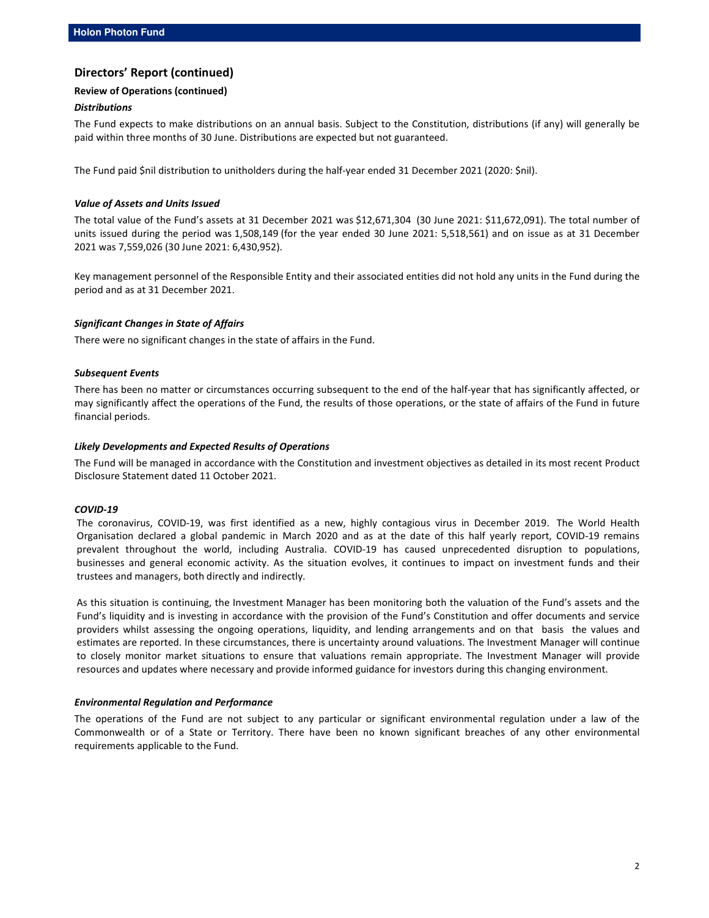## Directors' Report (continued)

**Review of Operations (continued)**

***Distributions***

The Fund expects to make distributions on an annual basis. Subject to the Constitution, distributions (if any) will generally be paid within three months of 30 June. Distributions are expected but not guaranteed.

The Fund paid $nil distribution to unitholders during the half-year ended 31 December 2021 (2020: $nil).

***Value of Assets and Units Issued***

The total value of the Fund's assets at 31 December 2021 was $12,671,304 (30 June 2021: $11,672,091). The total number of units issued during the period was 1,508,149 (for the year ended 30 June 2021: 5,518,561) and on issue as at 31 December 2021 was 7,559,026 (30 June 2021: 6,430,952).

Key management personnel of the Responsible Entity and their associated entities did not hold any units in the Fund during the period and as at 31 December 2021.

***Significant Changes in State of Affairs***

There were no significant changes in the state of affairs in the Fund.

***Subsequent Events***

There has been no matter or circumstances occurring subsequent to the end of the half-year that has significantly affected, or may significantly affect the operations of the Fund, the results of those operations, or the state of affairs of the Fund in future financial periods.

***Likely Developments and Expected Results of Operations***

The Fund will be managed in accordance with the Constitution and investment objectives as detailed in its most recent Product Disclosure Statement dated 11 October 2021.

***COVID-19***

The coronavirus, COVID-19, was first identified as a new, highly contagious virus in December 2019. The World Health Organisation declared a global pandemic in March 2020 and as at the date of this half yearly report, COVID-19 remains prevalent throughout the world, including Australia. COVID-19 has caused unprecedented disruption to populations, businesses and general economic activity. As the situation evolves, it continues to impact on investment funds and their trustees and managers, both directly and indirectly.

As this situation is continuing, the Investment Manager has been monitoring both the valuation of the Fund's assets and the Fund's liquidity and is investing in accordance with the provision of the Fund's Constitution and offer documents and service providers whilst assessing the ongoing operations, liquidity, and lending arrangements and on that basis the values and estimates are reported. In these circumstances, there is uncertainty around valuations. The Investment Manager will continue to closely monitor market situations to ensure that valuations remain appropriate. The Investment Manager will provide resources and updates where necessary and provide informed guidance for investors during this changing environment.

***Environmental Regulation and Performance***

The operations of the Fund are not subject to any particular or significant environmental regulation under a law of the Commonwealth or of a State or Territory. There have been no known significant breaches of any other environmental requirements applicable to the Fund.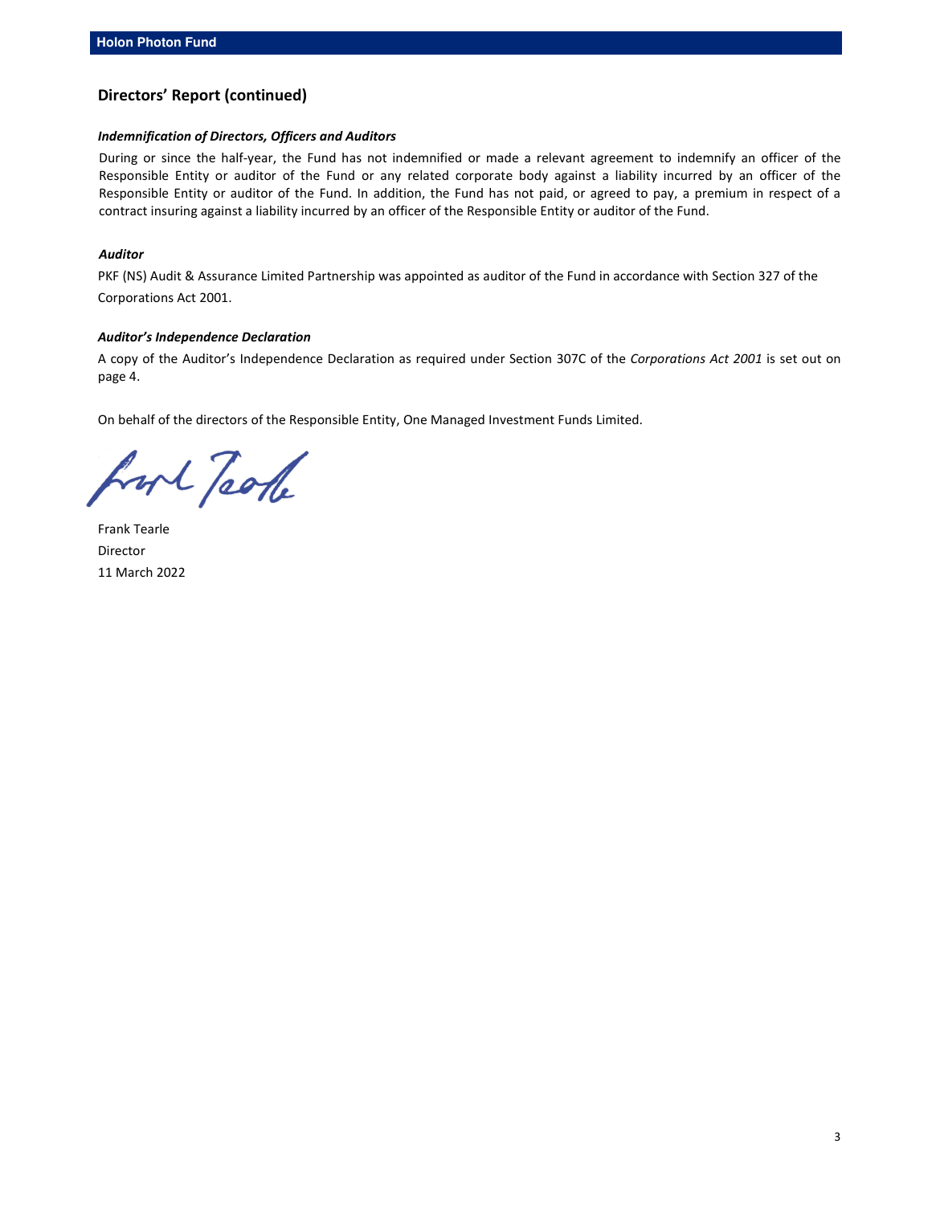## Directors' Report (continued)

### *Indemnification of Directors, Officers and Auditors*

During or since the half-year, the Fund has not indemnified or made a relevant agreement to indemnify an officer of the Responsible Entity or auditor of the Fund or any related corporate body against a liability incurred by an officer of the Responsible Entity or auditor of the Fund. In addition, the Fund has not paid, or agreed to pay, a premium in respect of a contract insuring against a liability incurred by an officer of the Responsible Entity or auditor of the Fund.

### *Auditor*

PKF (NS) Audit & Assurance Limited Partnership was appointed as auditor of the Fund in accordance with Section 327 of the Corporations Act 2001.

### *Auditor's Independence Declaration*

A copy of the Auditor's Independence Declaration as required under Section 307C of the *Corporations Act 2001* is set out on page 4.

On behalf of the directors of the Responsible Entity, One Managed Investment Funds Limited.

Frank Tearle
Director
11 March 2022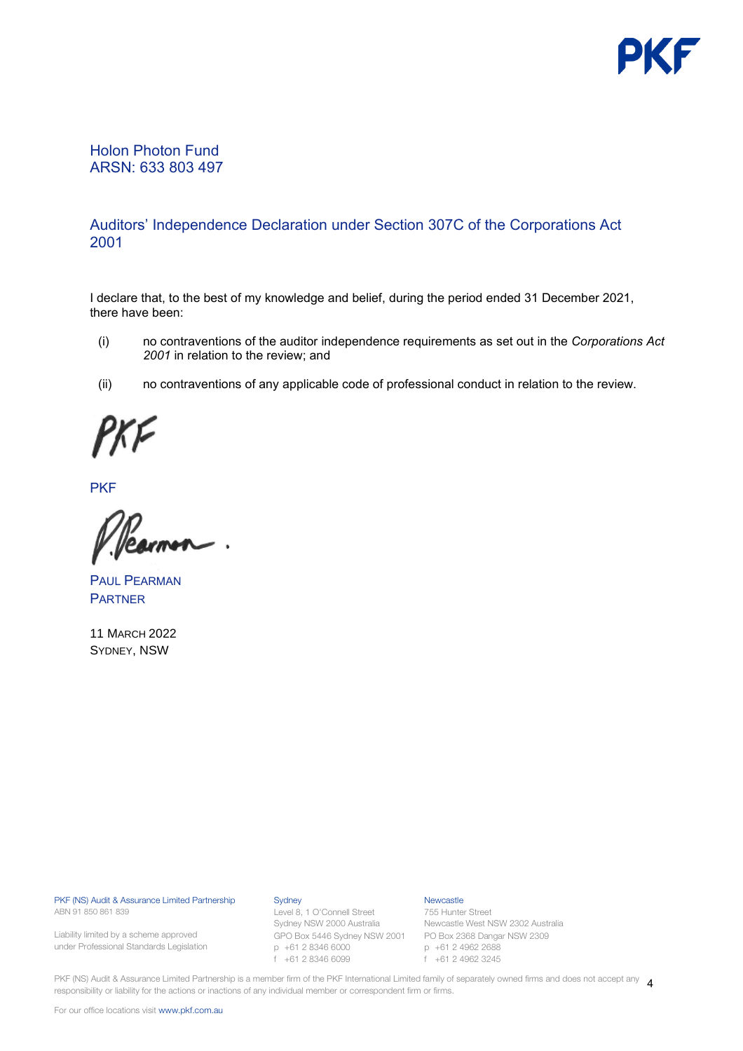Holon Photon Fund
ARSN: 633 803 497

## Auditors' Independence Declaration under Section 307C of the Corporations Act 2001

I declare that, to the best of my knowledge and belief, during the period ended 31 December 2021, there have been:

(i) no contraventions of the auditor independence requirements as set out in the *Corporations Act 2001* in relation to the review; and

(ii) no contraventions of any applicable code of professional conduct in relation to the review.

PKF

PAUL PEARMAN
PARTNER

11 MARCH 2022
SYDNEY, NSW

PKF (NS) Audit & Assurance Limited Partnership
ABN 91 850 861 839

Liability limited by a scheme approved under Professional Standards Legislation

Sydney
Level 8, 1 O'Connell Street
Sydney NSW 2000 Australia
GPO Box 5446 Sydney NSW 2001
p +61 2 8346 6000
f +61 2 8346 6099

Newcastle
755 Hunter Street
Newcastle West NSW 2302 Australia
PO Box 2368 Dangar NSW 2309
p +61 2 4962 2688
f +61 2 4962 3245

PKF (NS) Audit & Assurance Limited Partnership is a member firm of the PKF International Limited family of separately owned firms and does not accept any responsibility or liability for the actions or inactions of any individual member or correspondent firm or firms.

For our office locations visit www.pkf.com.au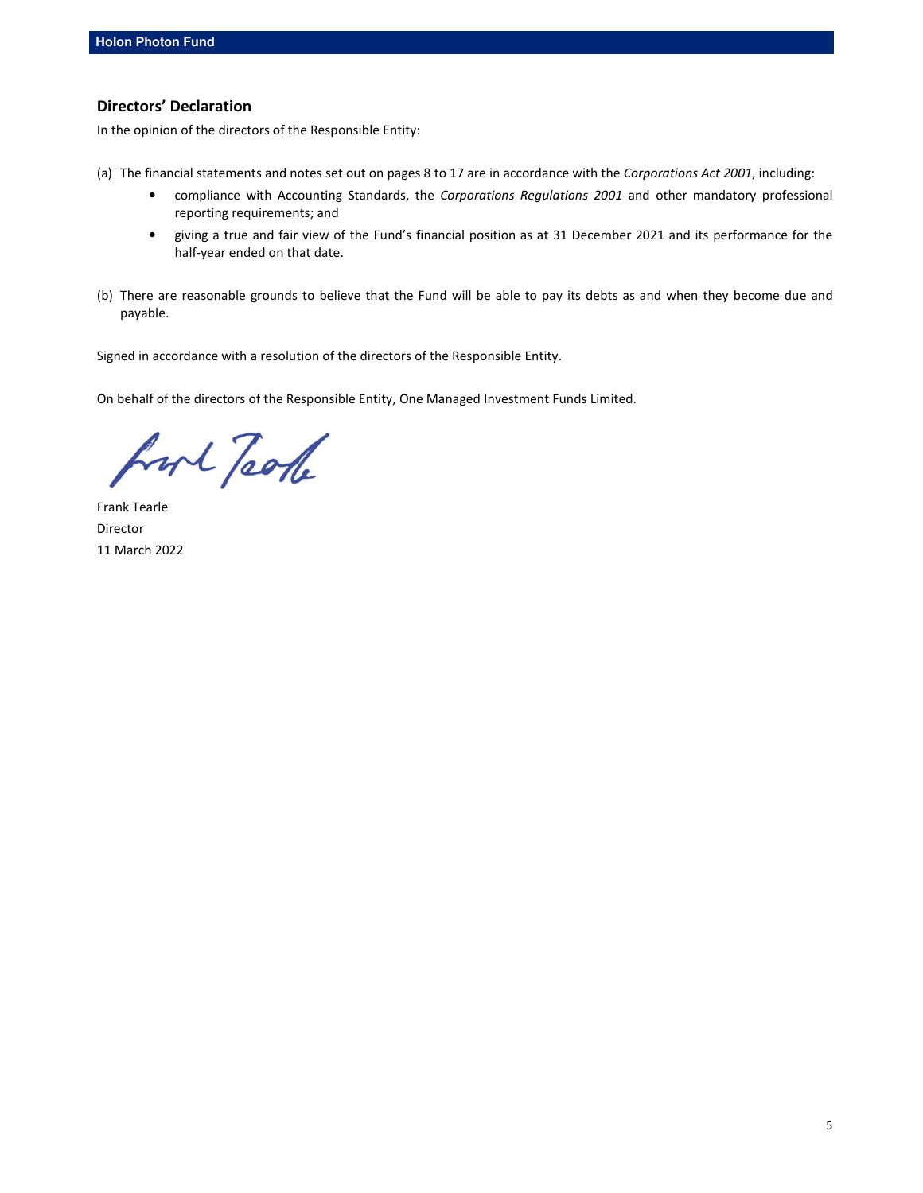## Directors' Declaration

In the opinion of the directors of the Responsible Entity:

(a) The financial statements and notes set out on pages 8 to 17 are in accordance with the *Corporations Act 2001*, including:

- compliance with Accounting Standards, the *Corporations Regulations 2001* and other mandatory professional reporting requirements; and
- giving a true and fair view of the Fund's financial position as at 31 December 2021 and its performance for the half-year ended on that date.

(b) There are reasonable grounds to believe that the Fund will be able to pay its debts as and when they become due and payable.

Signed in accordance with a resolution of the directors of the Responsible Entity.

On behalf of the directors of the Responsible Entity, One Managed Investment Funds Limited.

Frank Tearle
Director
11 March 2022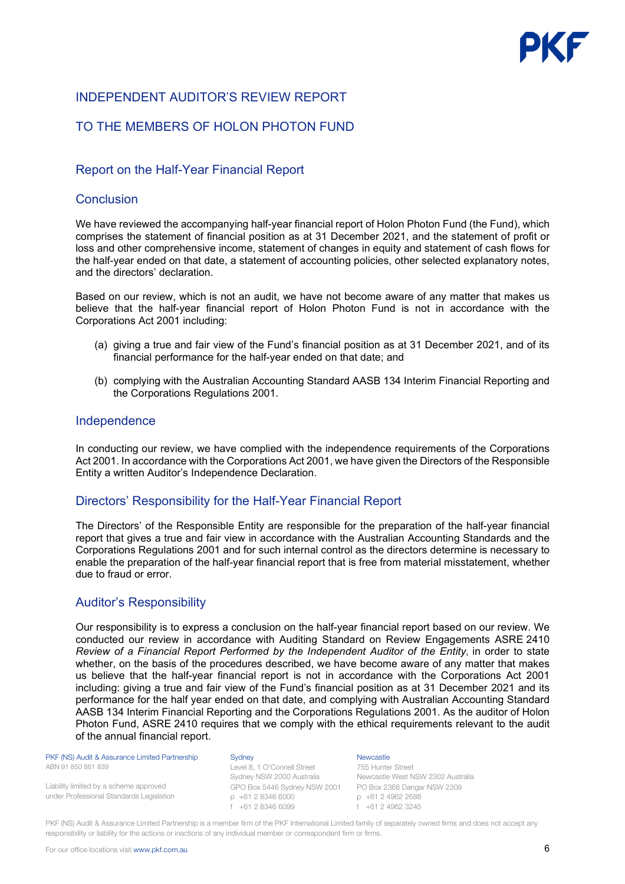# INDEPENDENT AUDITOR'S REVIEW REPORT

# TO THE MEMBERS OF HOLON PHOTON FUND

## Report on the Half-Year Financial Report

## Conclusion

We have reviewed the accompanying half-year financial report of Holon Photon Fund (the Fund), which comprises the statement of financial position as at 31 December 2021, and the statement of profit or loss and other comprehensive income, statement of changes in equity and statement of cash flows for the half-year ended on that date, a statement of accounting policies, other selected explanatory notes, and the directors' declaration.

Based on our review, which is not an audit, we have not become aware of any matter that makes us believe that the half-year financial report of Holon Photon Fund is not in accordance with the Corporations Act 2001 including:

(a) giving a true and fair view of the Fund's financial position as at 31 December 2021, and of its financial performance for the half-year ended on that date; and

(b) complying with the Australian Accounting Standard AASB 134 Interim Financial Reporting and the Corporations Regulations 2001.

## Independence

In conducting our review, we have complied with the independence requirements of the Corporations Act 2001. In accordance with the Corporations Act 2001, we have given the Directors of the Responsible Entity a written Auditor's Independence Declaration.

## Directors' Responsibility for the Half-Year Financial Report

The Directors' of the Responsible Entity are responsible for the preparation of the half-year financial report that gives a true and fair view in accordance with the Australian Accounting Standards and the Corporations Regulations 2001 and for such internal control as the directors determine is necessary to enable the preparation of the half-year financial report that is free from material misstatement, whether due to fraud or error.

## Auditor's Responsibility

Our responsibility is to express a conclusion on the half-year financial report based on our review. We conducted our review in accordance with Auditing Standard on Review Engagements ASRE 2410 *Review of a Financial Report Performed by the Independent Auditor of the Entity*, in order to state whether, on the basis of the procedures described, we have become aware of any matter that makes us believe that the half-year financial report is not in accordance with the Corporations Act 2001 including: giving a true and fair view of the Fund's financial position as at 31 December 2021 and its performance for the half year ended on that date, and complying with Australian Accounting Standard AASB 134 Interim Financial Reporting and the Corporations Regulations 2001. As the auditor of Holon Photon Fund, ASRE 2410 requires that we comply with the ethical requirements relevant to the audit of the annual financial report.

PKF (NS) Audit & Assurance Limited Partnership
ABN 91 850 861 839

Liability limited by a scheme approved under Professional Standards Legislation

Sydney
Level 8, 1 O'Connell Street
Sydney NSW 2000 Australia
GPO Box 5446 Sydney NSW 2001
p +61 2 8346 6000
f +61 2 8346 6099

Newcastle
755 Hunter Street
Newcastle West NSW 2302 Australia
PO Box 2368 Dangar NSW 2309
p +61 2 4962 2688
f +61 2 4962 3245

PKF (NS) Audit & Assurance Limited Partnership is a member firm of the PKF International Limited family of separately owned firms and does not accept any responsibility or liability for the actions or inactions of any individual member or correspondent firm or firms.

For our office locations visit www.pkf.com.au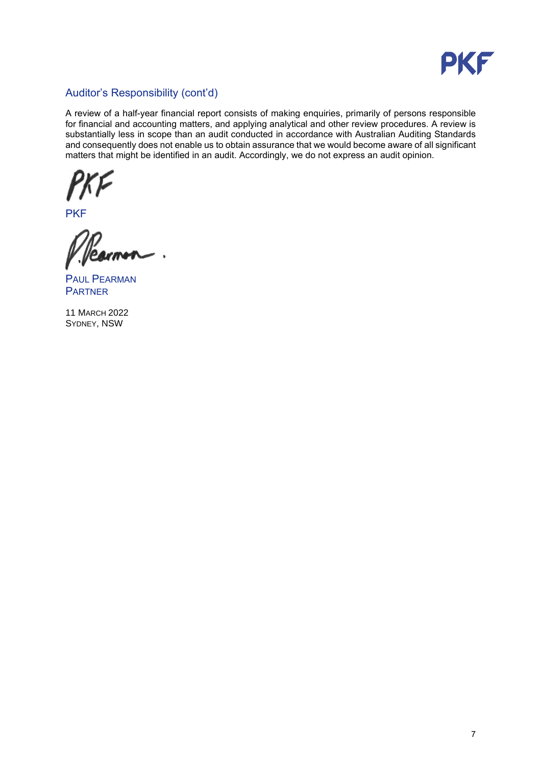## Auditor's Responsibility (cont'd)

A review of a half-year financial report consists of making enquiries, primarily of persons responsible for financial and accounting matters, and applying analytical and other review procedures. A review is substantially less in scope than an audit conducted in accordance with Australian Auditing Standards and consequently does not enable us to obtain assurance that we would become aware of all significant matters that might be identified in an audit. Accordingly, we do not express an audit opinion.

PKF

PAUL PEARMAN
PARTNER

11 MARCH 2022
SYDNEY, NSW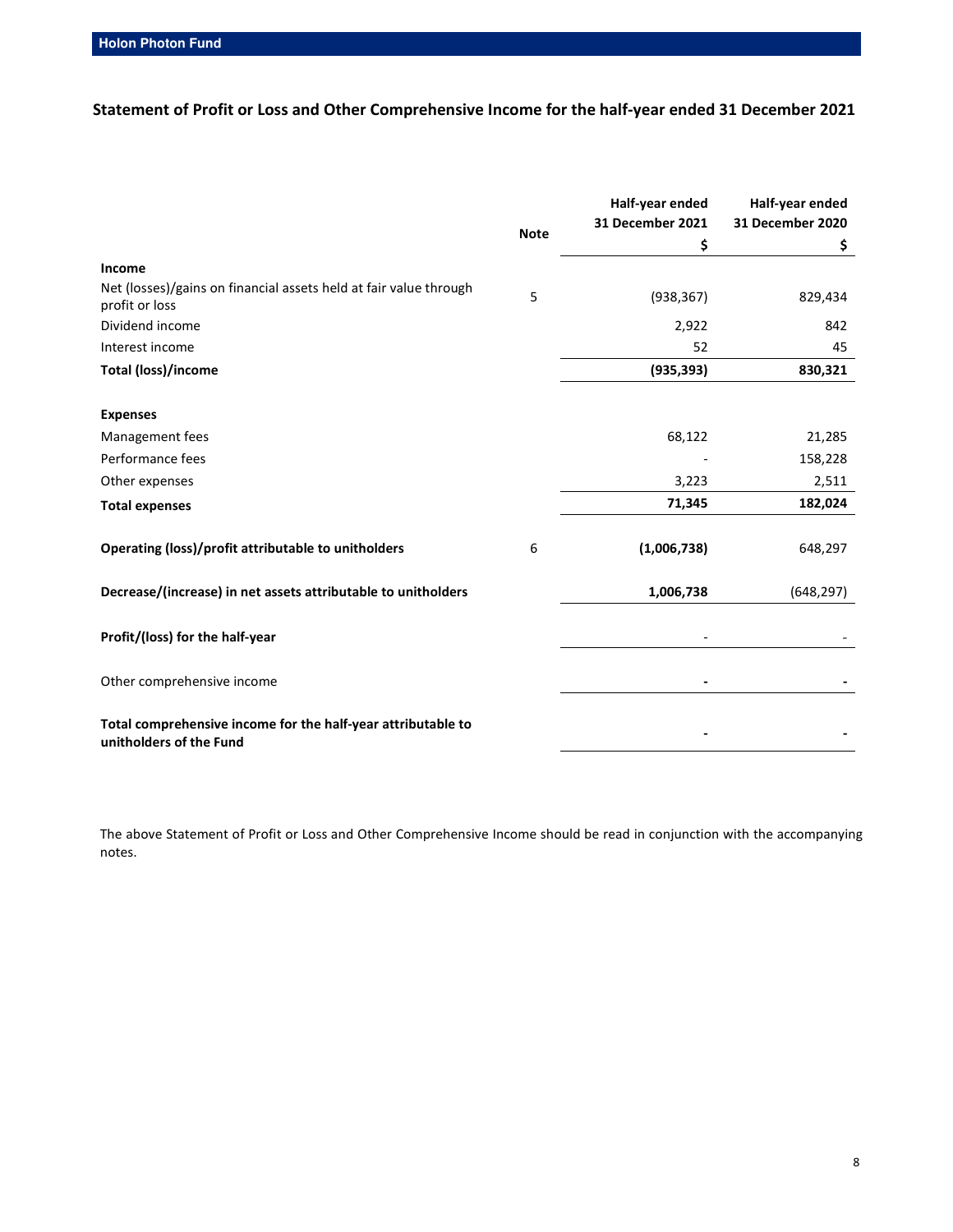## Statement of Profit or Loss and Other Comprehensive Income for the half-year ended 31 December 2021

| | Note | Half-year ended 31 December 2021 $ | Half-year ended 31 December 2020 $ |
|---|---|---|---|
| **Income** | | | |
| Net (losses)/gains on financial assets held at fair value through profit or loss | 5 | (938,367) | 829,434 |
| Dividend income | | 2,922 | 842 |
| Interest income | | 52 | 45 |
| **Total (loss)/income** | | **(935,393)** | **830,321** |
| | | | |
| **Expenses** | | | |
| Management fees | | 68,122 | 21,285 |
| Performance fees | | - | 158,228 |
| Other expenses | | 3,223 | 2,511 |
| **Total expenses** | | **71,345** | **182,024** |
| | | | |
| **Operating (loss)/profit attributable to unitholders** | 6 | **(1,006,738)** | 648,297 |
| | | | |
| **Decrease/(increase) in net assets attributable to unitholders** | | **1,006,738** | (648,297) |
| | | | |
| **Profit/(loss) for the half-year** | | - | - |
| | | | |
| Other comprehensive income | | **-** | **-** |
| | | | |
| **Total comprehensive income for the half-year attributable to unitholders of the Fund** | | **-** | **-** |

The above Statement of Profit or Loss and Other Comprehensive Income should be read in conjunction with the accompanying notes.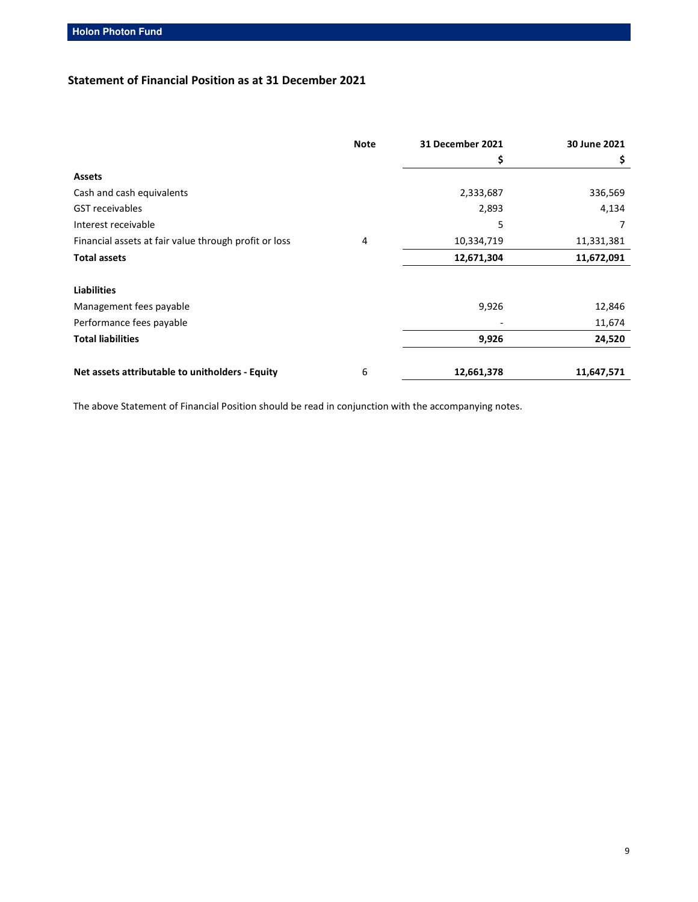## Statement of Financial Position as at 31 December 2021

| | Note | 31 December 2021 | 30 June 2021 |
|---|---|---|---|
| | | $ | $ |
| **Assets** | | | |
| Cash and cash equivalents | | 2,333,687 | 336,569 |
| GST receivables | | 2,893 | 4,134 |
| Interest receivable | | 5 | 7 |
| Financial assets at fair value through profit or loss | 4 | 10,334,719 | 11,331,381 |
| **Total assets** | | **12,671,304** | **11,672,091** |
| | | | |
| **Liabilities** | | | |
| Management fees payable | | 9,926 | 12,846 |
| Performance fees payable | | - | 11,674 |
| **Total liabilities** | | **9,926** | **24,520** |
| | | | |
| **Net assets attributable to unitholders - Equity** | 6 | **12,661,378** | **11,647,571** |

The above Statement of Financial Position should be read in conjunction with the accompanying notes.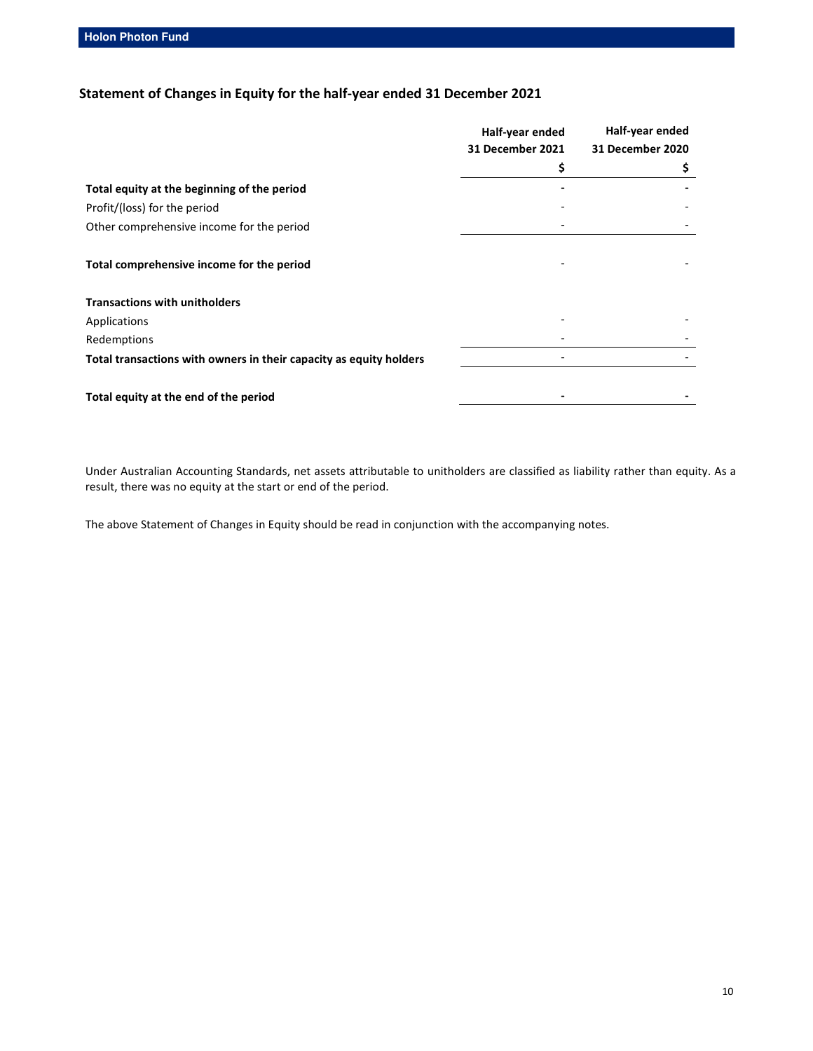## Statement of Changes in Equity for the half-year ended 31 December 2021

| | Half-year ended 31 December 2021 | Half-year ended 31 December 2020 |
|---|---|---|
| | $ | $ |
| **Total equity at the beginning of the period** | **-** | **-** |
| Profit/(loss) for the period | - | - |
| Other comprehensive income for the period | - | - |
| **Total comprehensive income for the period** | - | - |
| **Transactions with unitholders** | | |
| Applications | - | - |
| Redemptions | - | - |
| **Total transactions with owners in their capacity as equity holders** | - | - |
| **Total equity at the end of the period** | **-** | **-** |

Under Australian Accounting Standards, net assets attributable to unitholders are classified as liability rather than equity. As a result, there was no equity at the start or end of the period.

The above Statement of Changes in Equity should be read in conjunction with the accompanying notes.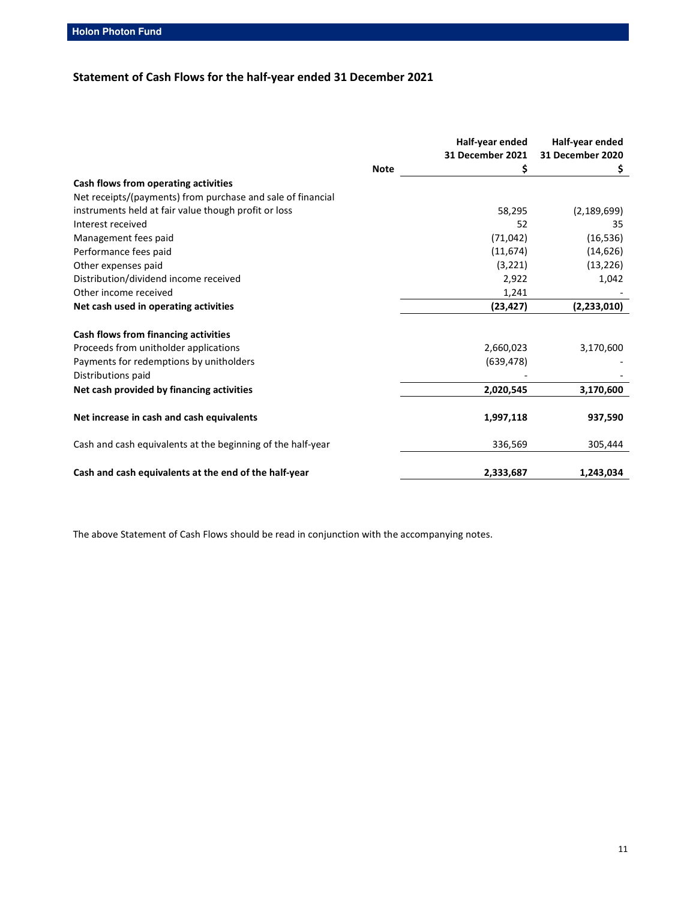## Statement of Cash Flows for the half-year ended 31 December 2021

| | Note | Half-year ended 31 December 2021 $ | Half-year ended 31 December 2020 $ |
|---|---|---|---|
| **Cash flows from operating activities** | | | |
| Net receipts/(payments) from purchase and sale of financial instruments held at fair value though profit or loss | | 58,295 | (2,189,699) |
| Interest received | | 52 | 35 |
| Management fees paid | | (71,042) | (16,536) |
| Performance fees paid | | (11,674) | (14,626) |
| Other expenses paid | | (3,221) | (13,226) |
| Distribution/dividend income received | | 2,922 | 1,042 |
| Other income received | | 1,241 | - |
| **Net cash used in operating activities** | | **(23,427)** | **(2,233,010)** |
| | | | |
| **Cash flows from financing activities** | | | |
| Proceeds from unitholder applications | | 2,660,023 | 3,170,600 |
| Payments for redemptions by unitholders | | (639,478) | - |
| Distributions paid | | - | - |
| **Net cash provided by financing activities** | | **2,020,545** | **3,170,600** |
| | | | |
| **Net increase in cash and cash equivalents** | | **1,997,118** | **937,590** |
| | | | |
| Cash and cash equivalents at the beginning of the half-year | | 336,569 | 305,444 |
| | | | |
| **Cash and cash equivalents at the end of the half-year** | | **2,333,687** | **1,243,034** |

The above Statement of Cash Flows should be read in conjunction with the accompanying notes.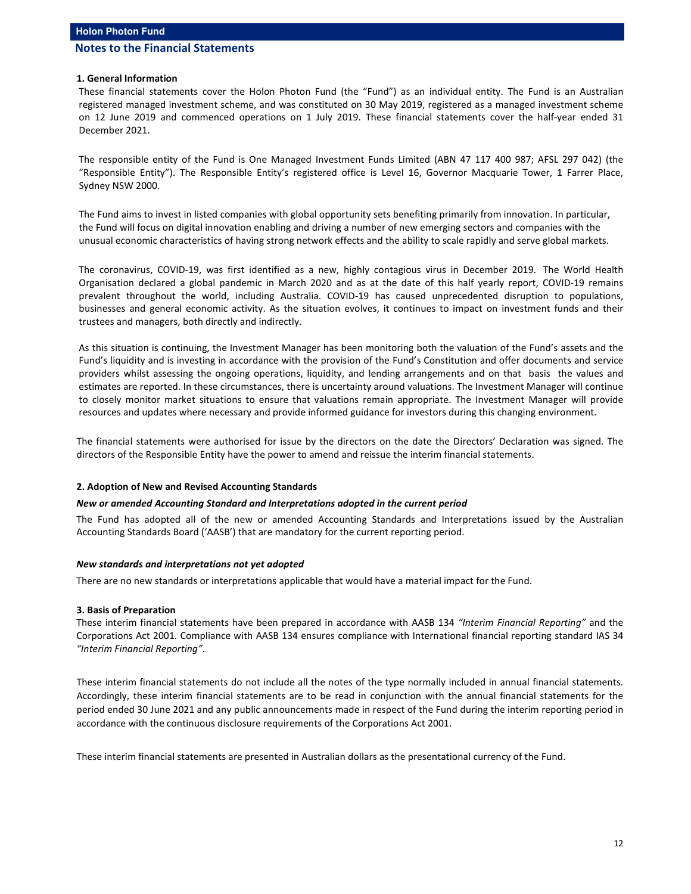## Notes to the Financial Statements

### 1. General Information

These financial statements cover the Holon Photon Fund (the "Fund") as an individual entity. The Fund is an Australian registered managed investment scheme, and was constituted on 30 May 2019, registered as a managed investment scheme on 12 June 2019 and commenced operations on 1 July 2019. These financial statements cover the half-year ended 31 December 2021.

The responsible entity of the Fund is One Managed Investment Funds Limited (ABN 47 117 400 987; AFSL 297 042) (the "Responsible Entity"). The Responsible Entity's registered office is Level 16, Governor Macquarie Tower, 1 Farrer Place, Sydney NSW 2000.

The Fund aims to invest in listed companies with global opportunity sets benefiting primarily from innovation. In particular, the Fund will focus on digital innovation enabling and driving a number of new emerging sectors and companies with the unusual economic characteristics of having strong network effects and the ability to scale rapidly and serve global markets.

The coronavirus, COVID-19, was first identified as a new, highly contagious virus in December 2019. The World Health Organisation declared a global pandemic in March 2020 and as at the date of this half yearly report, COVID-19 remains prevalent throughout the world, including Australia. COVID-19 has caused unprecedented disruption to populations, businesses and general economic activity. As the situation evolves, it continues to impact on investment funds and their trustees and managers, both directly and indirectly.

As this situation is continuing, the Investment Manager has been monitoring both the valuation of the Fund's assets and the Fund's liquidity and is investing in accordance with the provision of the Fund's Constitution and offer documents and service providers whilst assessing the ongoing operations, liquidity, and lending arrangements and on that basis the values and estimates are reported. In these circumstances, there is uncertainty around valuations. The Investment Manager will continue to closely monitor market situations to ensure that valuations remain appropriate. The Investment Manager will provide resources and updates where necessary and provide informed guidance for investors during this changing environment.

The financial statements were authorised for issue by the directors on the date the Directors' Declaration was signed. The directors of the Responsible Entity have the power to amend and reissue the interim financial statements.

### 2. Adoption of New and Revised Accounting Standards

***New or amended Accounting Standard and Interpretations adopted in the current period***

The Fund has adopted all of the new or amended Accounting Standards and Interpretations issued by the Australian Accounting Standards Board ('AASB') that are mandatory for the current reporting period.

***New standards and interpretations not yet adopted***

There are no new standards or interpretations applicable that would have a material impact for the Fund.

### 3. Basis of Preparation

These interim financial statements have been prepared in accordance with AASB 134 *"Interim Financial Reporting"* and the Corporations Act 2001. Compliance with AASB 134 ensures compliance with International financial reporting standard IAS 34 *"Interim Financial Reporting"*.

These interim financial statements do not include all the notes of the type normally included in annual financial statements. Accordingly, these interim financial statements are to be read in conjunction with the annual financial statements for the period ended 30 June 2021 and any public announcements made in respect of the Fund during the interim reporting period in accordance with the continuous disclosure requirements of the Corporations Act 2001.

These interim financial statements are presented in Australian dollars as the presentational currency of the Fund.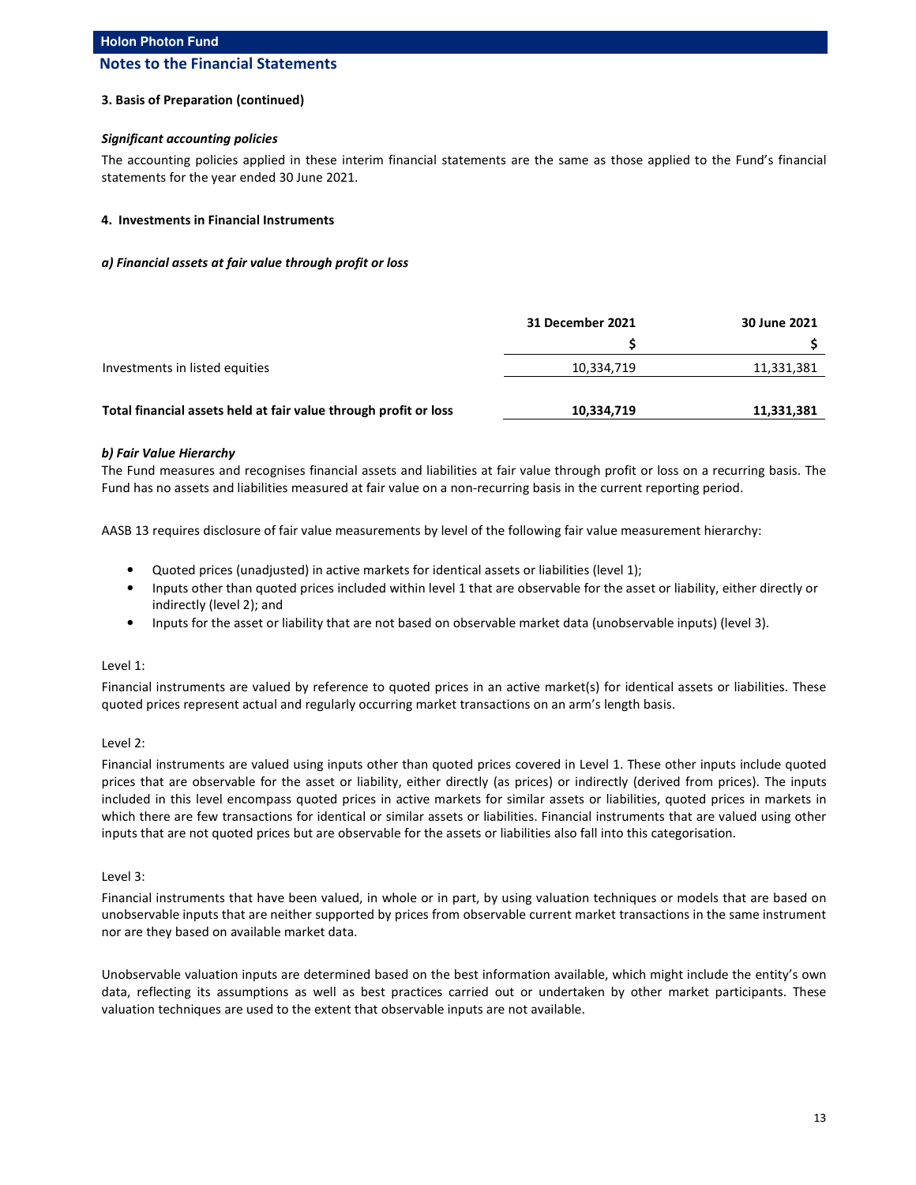### 3. Basis of Preparation (continued)

***Significant accounting policies***

The accounting policies applied in these interim financial statements are the same as those applied to the Fund's financial statements for the year ended 30 June 2021.

### 4. Investments in Financial Instruments

***a) Financial assets at fair value through profit or loss***

| | 31 December 2021 | 30 June 2021 |
|---|---|---|
| | $ | $ |
| Investments in listed equities | 10,334,719 | 11,331,381 |
| **Total financial assets held at fair value through profit or loss** | **10,334,719** | **11,331,381** |

***b) Fair Value Hierarchy***

The Fund measures and recognises financial assets and liabilities at fair value through profit or loss on a recurring basis. The Fund has no assets and liabilities measured at fair value on a non-recurring basis in the current reporting period.

AASB 13 requires disclosure of fair value measurements by level of the following fair value measurement hierarchy:

- Quoted prices (unadjusted) in active markets for identical assets or liabilities (level 1);
- Inputs other than quoted prices included within level 1 that are observable for the asset or liability, either directly or indirectly (level 2); and
- Inputs for the asset or liability that are not based on observable market data (unobservable inputs) (level 3).

Level 1:

Financial instruments are valued by reference to quoted prices in an active market(s) for identical assets or liabilities. These quoted prices represent actual and regularly occurring market transactions on an arm's length basis.

Level 2:

Financial instruments are valued using inputs other than quoted prices covered in Level 1. These other inputs include quoted prices that are observable for the asset or liability, either directly (as prices) or indirectly (derived from prices). The inputs included in this level encompass quoted prices in active markets for similar assets or liabilities, quoted prices in markets in which there are few transactions for identical or similar assets or liabilities. Financial instruments that are valued using other inputs that are not quoted prices but are observable for the assets or liabilities also fall into this categorisation.

Level 3:

Financial instruments that have been valued, in whole or in part, by using valuation techniques or models that are based on unobservable inputs that are neither supported by prices from observable current market transactions in the same instrument nor are they based on available market data.

Unobservable valuation inputs are determined based on the best information available, which might include the entity's own data, reflecting its assumptions as well as best practices carried out or undertaken by other market participants. These valuation techniques are used to the extent that observable inputs are not available.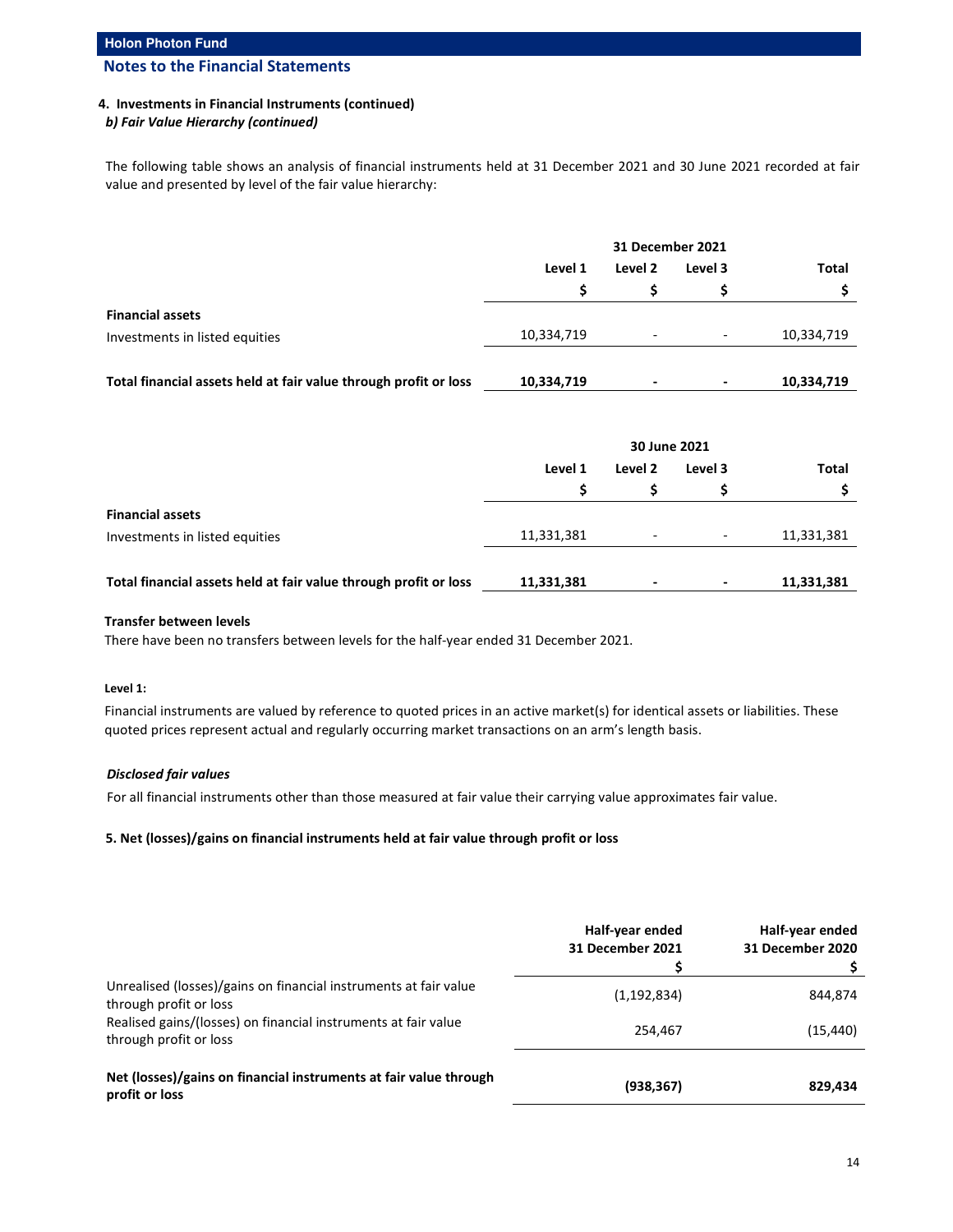## Notes to the Financial Statements

### 4. Investments in Financial Instruments (continued)

#### *b) Fair Value Hierarchy (continued)*

The following table shows an analysis of financial instruments held at 31 December 2021 and 30 June 2021 recorded at fair value and presented by level of the fair value hierarchy:

| | 31 December 2021 | | | |
|---|---|---|---|---|
| | Level 1 | Level 2 | Level 3 | Total |
| | $ | $ | $ | $ |
| **Financial assets** | | | | |
| Investments in listed equities | 10,334,719 | - | - | 10,334,719 |
| **Total financial assets held at fair value through profit or loss** | **10,334,719** | **-** | **-** | **10,334,719** |

| | 30 June 2021 | | | |
|---|---|---|---|---|
| | Level 1 | Level 2 | Level 3 | Total |
| | $ | $ | $ | $ |
| **Financial assets** | | | | |
| Investments in listed equities | 11,331,381 | - | - | 11,331,381 |
| **Total financial assets held at fair value through profit or loss** | **11,331,381** | **-** | **-** | **11,331,381** |

**Transfer between levels**

There have been no transfers between levels for the half-year ended 31 December 2021.

**Level 1:**

Financial instruments are valued by reference to quoted prices in an active market(s) for identical assets or liabilities. These quoted prices represent actual and regularly occurring market transactions on an arm's length basis.

***Disclosed fair values***

For all financial instruments other than those measured at fair value their carrying value approximates fair value.

### 5. Net (losses)/gains on financial instruments held at fair value through profit or loss

| | Half-year ended 31 December 2021 $ | Half-year ended 31 December 2020 $ |
|---|---|---|
| Unrealised (losses)/gains on financial instruments at fair value through profit or loss | (1,192,834) | 844,874 |
| Realised gains/(losses) on financial instruments at fair value through profit or loss | 254,467 | (15,440) |
| **Net (losses)/gains on financial instruments at fair value through profit or loss** | **(938,367)** | **829,434** |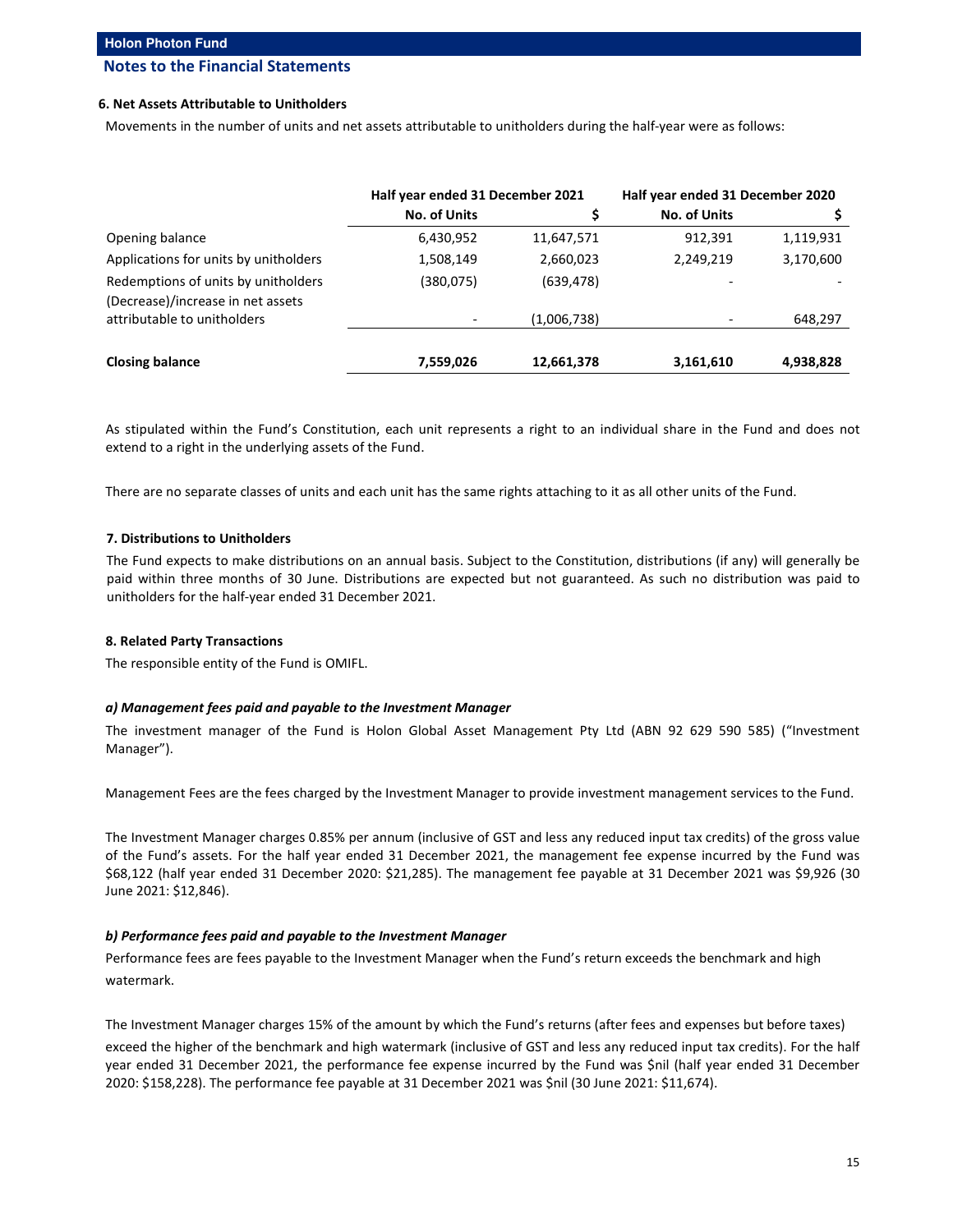## Notes to the Financial Statements

### 6. Net Assets Attributable to Unitholders

Movements in the number of units and net assets attributable to unitholders during the half-year were as follows:

| | Half year ended 31 December 2021 | | Half year ended 31 December 2020 | |
|---|---|---|---|---|
| | **No. of Units** | **$** | **No. of Units** | **$** |
| Opening balance | 6,430,952 | 11,647,571 | 912,391 | 1,119,931 |
| Applications for units by unitholders | 1,508,149 | 2,660,023 | 2,249,219 | 3,170,600 |
| Redemptions of units by unitholders | (380,075) | (639,478) | - | - |
| (Decrease)/increase in net assets attributable to unitholders | - | (1,006,738) | - | 648,297 |
| **Closing balance** | **7,559,026** | **12,661,378** | **3,161,610** | **4,938,828** |

As stipulated within the Fund's Constitution, each unit represents a right to an individual share in the Fund and does not extend to a right in the underlying assets of the Fund.

There are no separate classes of units and each unit has the same rights attaching to it as all other units of the Fund.

### 7. Distributions to Unitholders

The Fund expects to make distributions on an annual basis. Subject to the Constitution, distributions (if any) will generally be paid within three months of 30 June. Distributions are expected but not guaranteed. As such no distribution was paid to unitholders for the half-year ended 31 December 2021.

### 8. Related Party Transactions

The responsible entity of the Fund is OMIFL.

***a) Management fees paid and payable to the Investment Manager***

The investment manager of the Fund is Holon Global Asset Management Pty Ltd (ABN 92 629 590 585) ("Investment Manager").

Management Fees are the fees charged by the Investment Manager to provide investment management services to the Fund.

The Investment Manager charges 0.85% per annum (inclusive of GST and less any reduced input tax credits) of the gross value of the Fund's assets. For the half year ended 31 December 2021, the management fee expense incurred by the Fund was $68,122 (half year ended 31 December 2020: $21,285). The management fee payable at 31 December 2021 was $9,926 (30 June 2021: $12,846).

***b) Performance fees paid and payable to the Investment Manager***

Performance fees are fees payable to the Investment Manager when the Fund's return exceeds the benchmark and high watermark.

The Investment Manager charges 15% of the amount by which the Fund's returns (after fees and expenses but before taxes) exceed the higher of the benchmark and high watermark (inclusive of GST and less any reduced input tax credits). For the half year ended 31 December 2021, the performance fee expense incurred by the Fund was $nil (half year ended 31 December 2020: $158,228). The performance fee payable at 31 December 2021 was $nil (30 June 2021: $11,674).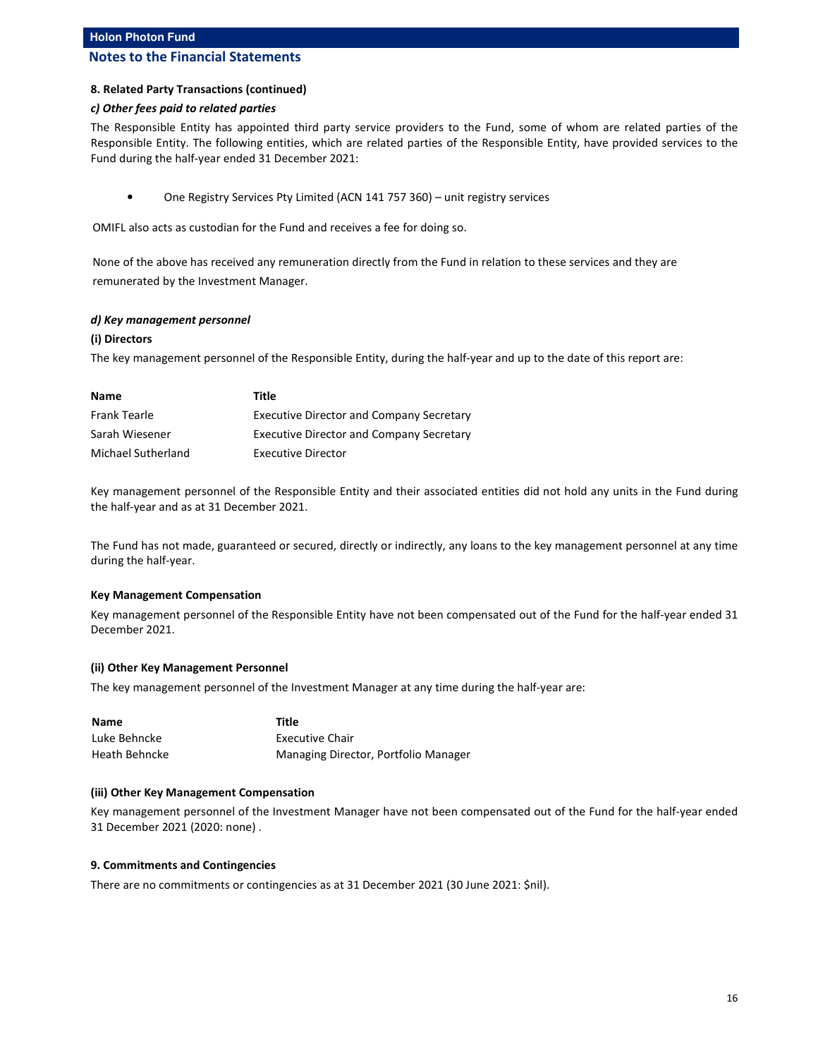## 8. Related Party Transactions (continued)

### *c) Other fees paid to related parties*

The Responsible Entity has appointed third party service providers to the Fund, some of whom are related parties of the Responsible Entity. The following entities, which are related parties of the Responsible Entity, have provided services to the Fund during the half-year ended 31 December 2021:

- One Registry Services Pty Limited (ACN 141 757 360) – unit registry services

OMIFL also acts as custodian for the Fund and receives a fee for doing so.

None of the above has received any remuneration directly from the Fund in relation to these services and they are remunerated by the Investment Manager.

### *d) Key management personnel*

**(i) Directors**

The key management personnel of the Responsible Entity, during the half-year and up to the date of this report are:

| Name | Title |
|---|---|
| Frank Tearle | Executive Director and Company Secretary |
| Sarah Wiesener | Executive Director and Company Secretary |
| Michael Sutherland | Executive Director |

Key management personnel of the Responsible Entity and their associated entities did not hold any units in the Fund during the half-year and as at 31 December 2021.

The Fund has not made, guaranteed or secured, directly or indirectly, any loans to the key management personnel at any time during the half-year.

**Key Management Compensation**

Key management personnel of the Responsible Entity have not been compensated out of the Fund for the half-year ended 31 December 2021.

**(ii) Other Key Management Personnel**

The key management personnel of the Investment Manager at any time during the half-year are:

| Name | Title |
|---|---|
| Luke Behncke | Executive Chair |
| Heath Behncke | Managing Director, Portfolio Manager |

**(iii) Other Key Management Compensation**

Key management personnel of the Investment Manager have not been compensated out of the Fund for the half-year ended 31 December 2021 (2020: none) .

## 9. Commitments and Contingencies

There are no commitments or contingencies as at 31 December 2021 (30 June 2021: $nil).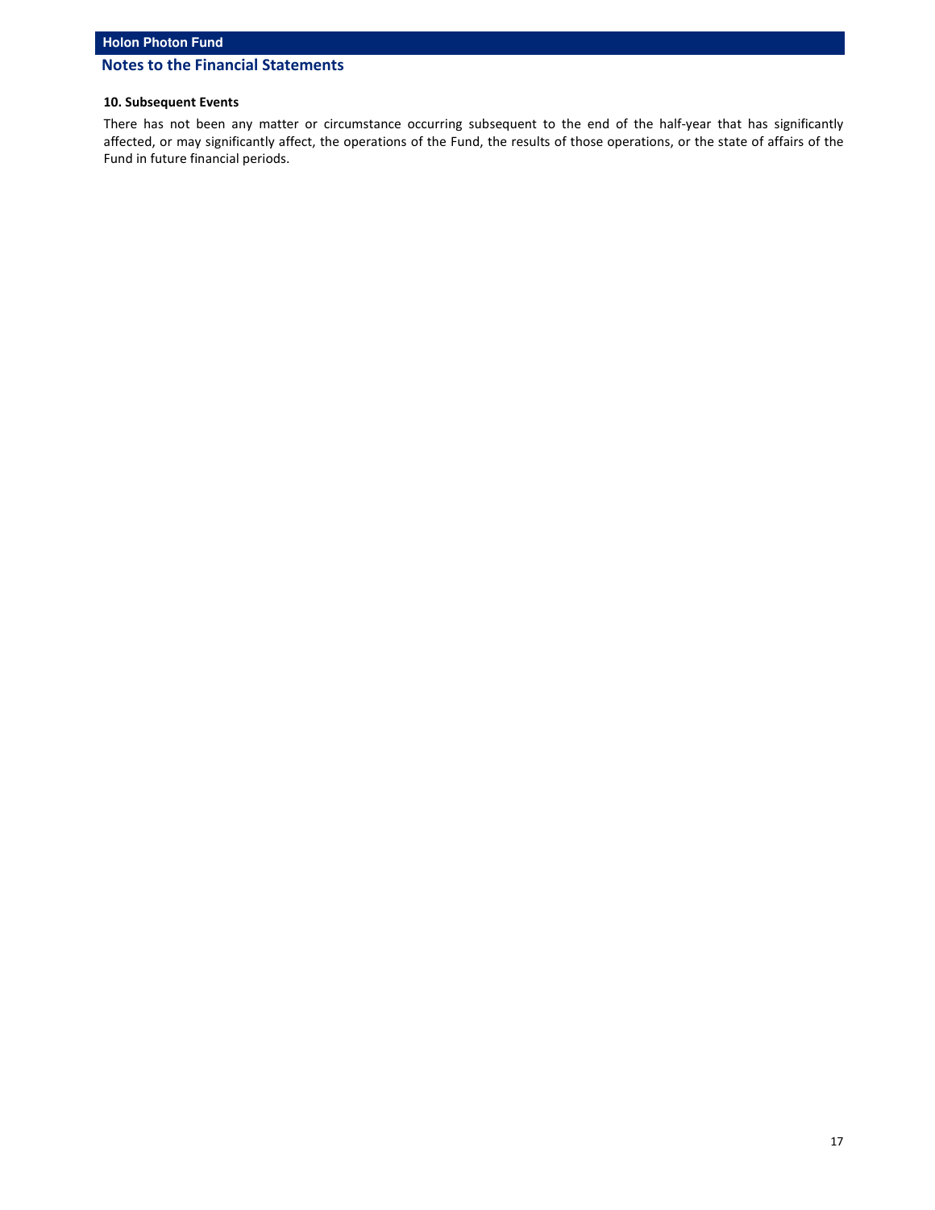### 10. Subsequent Events

There has not been any matter or circumstance occurring subsequent to the end of the half-year that has significantly affected, or may significantly affect, the operations of the Fund, the results of those operations, or the state of affairs of the Fund in future financial periods.